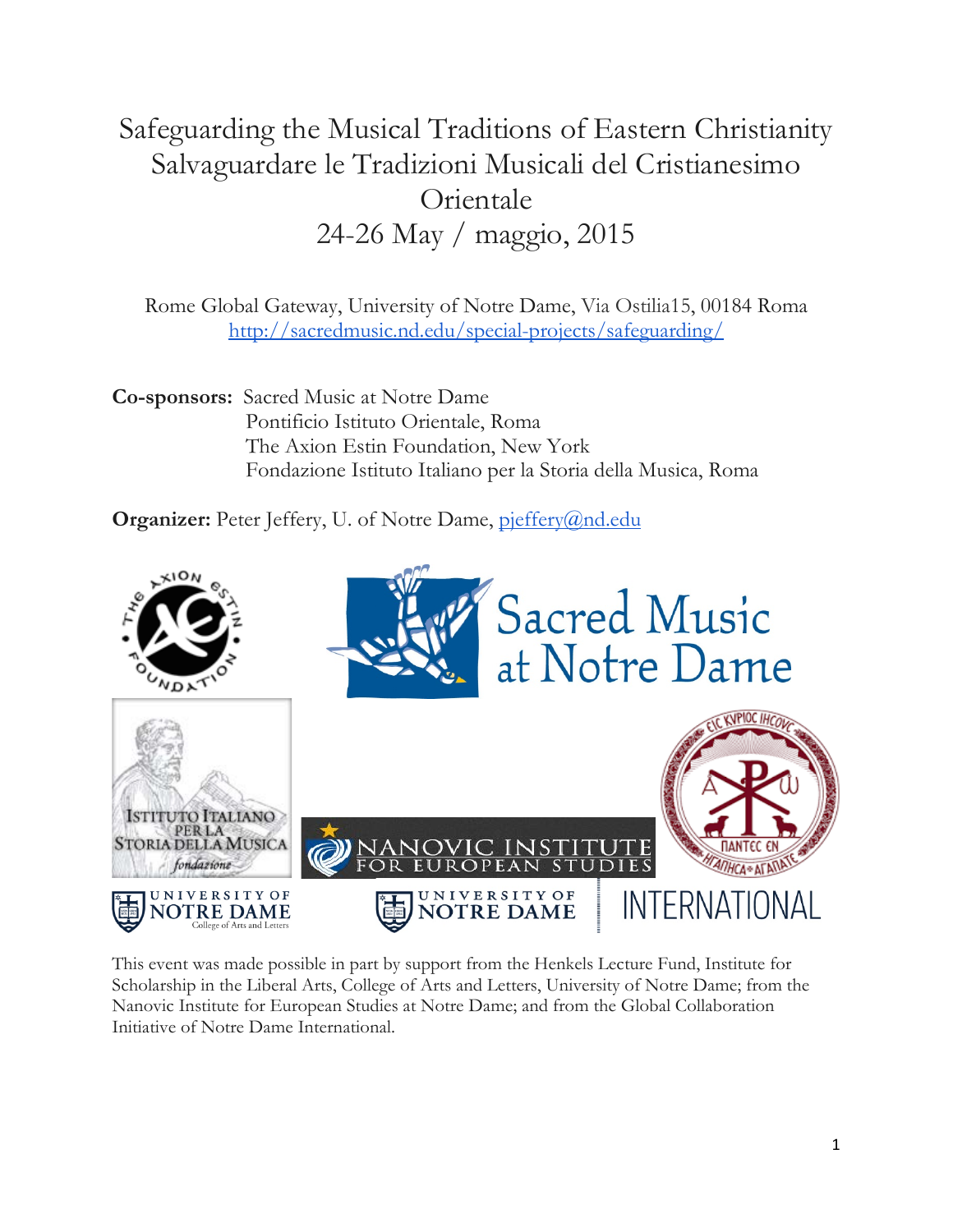# Safeguarding the Musical Traditions of Eastern Christianity
# Salvaguardare le Tradizioni Musicali del Cristianesimo Orientale
# 24-26 May / maggio, 2015

Rome Global Gateway, University of Notre Dame, Via Ostilia15, 00184 Roma
http://sacredmusic.nd.edu/special-projects/safeguarding/

**Co-sponsors:** Sacred Music at Notre Dame
Pontificio Istituto Orientale, Roma
The Axion Estin Foundation, New York
Fondazione Istituto Italiano per la Storia della Musica, Roma

**Organizer:** Peter Jeffery, U. of Notre Dame, pjeffery@nd.edu

This event was made possible in part by support from the Henkels Lecture Fund, Institute for Scholarship in the Liberal Arts, College of Arts and Letters, University of Notre Dame; from the Nanovic Institute for European Studies at Notre Dame; and from the Global Collaboration Initiative of Notre Dame International.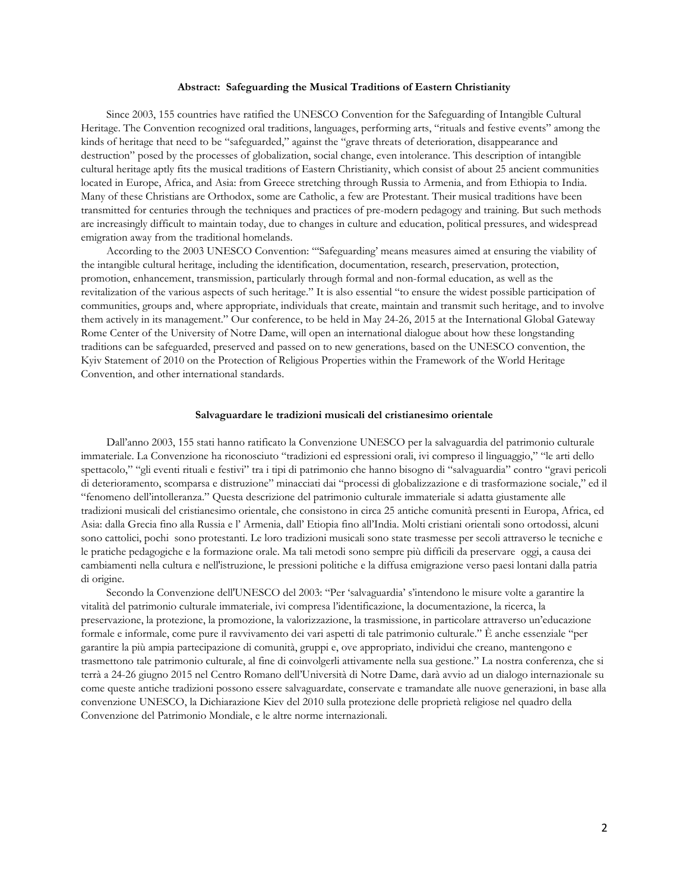**Abstract: Safeguarding the Musical Traditions of Eastern Christianity**

Since 2003, 155 countries have ratified the UNESCO Convention for the Safeguarding of Intangible Cultural Heritage. The Convention recognized oral traditions, languages, performing arts, "rituals and festive events" among the kinds of heritage that need to be "safeguarded," against the "grave threats of deterioration, disappearance and destruction" posed by the processes of globalization, social change, even intolerance. This description of intangible cultural heritage aptly fits the musical traditions of Eastern Christianity, which consist of about 25 ancient communities located in Europe, Africa, and Asia: from Greece stretching through Russia to Armenia, and from Ethiopia to India. Many of these Christians are Orthodox, some are Catholic, a few are Protestant. Their musical traditions have been transmitted for centuries through the techniques and practices of pre-modern pedagogy and training. But such methods are increasingly difficult to maintain today, due to changes in culture and education, political pressures, and widespread emigration away from the traditional homelands.

According to the 2003 UNESCO Convention: "'Safeguarding' means measures aimed at ensuring the viability of the intangible cultural heritage, including the identification, documentation, research, preservation, protection, promotion, enhancement, transmission, particularly through formal and non-formal education, as well as the revitalization of the various aspects of such heritage." It is also essential "to ensure the widest possible participation of communities, groups and, where appropriate, individuals that create, maintain and transmit such heritage, and to involve them actively in its management." Our conference, to be held in May 24-26, 2015 at the International Global Gateway Rome Center of the University of Notre Dame, will open an international dialogue about how these longstanding traditions can be safeguarded, preserved and passed on to new generations, based on the UNESCO convention, the Kyiv Statement of 2010 on the Protection of Religious Properties within the Framework of the World Heritage Convention, and other international standards.

**Salvaguardare le tradizioni musicali del cristianesimo orientale**

Dall'anno 2003, 155 stati hanno ratificato la Convenzione UNESCO per la salvaguardia del patrimonio culturale immateriale. La Convenzione ha riconosciuto "tradizioni ed espressioni orali, ivi compreso il linguaggio," "le arti dello spettacolo," "gli eventi rituali e festivi" tra i tipi di patrimonio che hanno bisogno di "salvaguardia" contro "gravi pericoli di deterioramento, scomparsa e distruzione" minacciati dai "processi di globalizzazione e di trasformazione sociale," ed il "fenomeno dell'intolleranza." Questa descrizione del patrimonio culturale immateriale si adatta giustamente alle tradizioni musicali del cristianesimo orientale, che consistono in circa 25 antiche comunità presenti in Europa, Africa, ed Asia: dalla Grecia fino alla Russia e l' Armenia, dall' Etiopia fino all'India. Molti cristiani orientali sono ortodossi, alcuni sono cattolici, pochi sono protestanti. Le loro tradizioni musicali sono state trasmesse per secoli attraverso le tecniche e le pratiche pedagogiche e la formazione orale. Ma tali metodi sono sempre più difficili da preservare oggi, a causa dei cambiamenti nella cultura e nell'istruzione, le pressioni politiche e la diffusa emigrazione verso paesi lontani dalla patria di origine.

Secondo la Convenzione dell'UNESCO del 2003: "Per 'salvaguardia' s'intendono le misure volte a garantire la vitalità del patrimonio culturale immateriale, ivi compresa l'identificazione, la documentazione, la ricerca, la preservazione, la protezione, la promozione, la valorizzazione, la trasmissione, in particolare attraverso un'educazione formale e informale, come pure il ravvivamento dei vari aspetti di tale patrimonio culturale." È anche essenziale "per garantire la più ampia partecipazione di comunità, gruppi e, ove appropriato, individui che creano, mantengono e trasmettono tale patrimonio culturale, al fine di coinvolgerli attivamente nella sua gestione." La nostra conferenza, che si terrà a 24-26 giugno 2015 nel Centro Romano dell'Università di Notre Dame, darà avvio ad un dialogo internazionale su come queste antiche tradizioni possono essere salvaguardate, conservate e tramandate alle nuove generazioni, in base alla convenzione UNESCO, la Dichiarazione Kiev del 2010 sulla protezione delle proprietà religiose nel quadro della Convenzione del Patrimonio Mondiale, e le altre norme internazionali.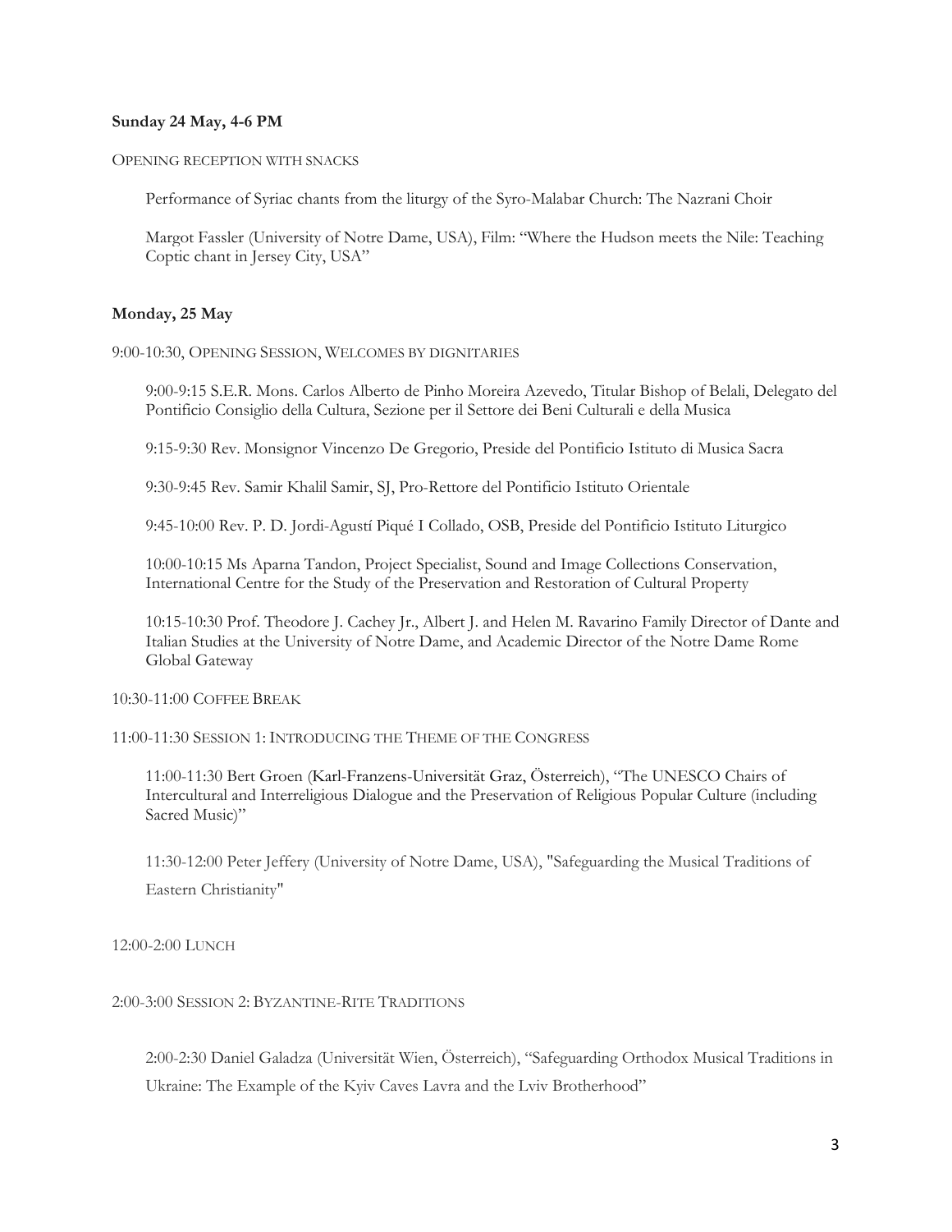**Sunday 24 May, 4-6 PM**

OPENING RECEPTION WITH SNACKS

Performance of Syriac chants from the liturgy of the Syro-Malabar Church: The Nazrani Choir

Margot Fassler (University of Notre Dame, USA), Film: "Where the Hudson meets the Nile: Teaching Coptic chant in Jersey City, USA"

**Monday, 25 May**

9:00-10:30, OPENING SESSION, WELCOMES BY DIGNITARIES

9:00-9:15 S.E.R. Mons. Carlos Alberto de Pinho Moreira Azevedo, Titular Bishop of Belali, Delegato del Pontificio Consiglio della Cultura, Sezione per il Settore dei Beni Culturali e della Musica

9:15-9:30 Rev. Monsignor Vincenzo De Gregorio, Preside del Pontificio Istituto di Musica Sacra

9:30-9:45 Rev. Samir Khalil Samir, SJ, Pro-Rettore del Pontificio Istituto Orientale

9:45-10:00 Rev. P. D. Jordi-Agustí Piqué I Collado, OSB, Preside del Pontificio Istituto Liturgico

10:00-10:15 Ms Aparna Tandon, Project Specialist, Sound and Image Collections Conservation, International Centre for the Study of the Preservation and Restoration of Cultural Property

10:15-10:30 Prof. Theodore J. Cachey Jr., Albert J. and Helen M. Ravarino Family Director of Dante and Italian Studies at the University of Notre Dame, and Academic Director of the Notre Dame Rome Global Gateway

10:30-11:00 COFFEE BREAK

11:00-11:30 SESSION 1: INTRODUCING THE THEME OF THE CONGRESS

11:00-11:30 Bert Groen (Karl-Franzens-Universität Graz, Österreich), "The UNESCO Chairs of Intercultural and Interreligious Dialogue and the Preservation of Religious Popular Culture (including Sacred Music)"

11:30-12:00 Peter Jeffery (University of Notre Dame, USA), "Safeguarding the Musical Traditions of Eastern Christianity"

12:00-2:00 LUNCH

2:00-3:00 SESSION 2: BYZANTINE-RITE TRADITIONS

2:00-2:30 Daniel Galadza (Universität Wien, Österreich), "Safeguarding Orthodox Musical Traditions in Ukraine: The Example of the Kyiv Caves Lavra and the Lviv Brotherhood"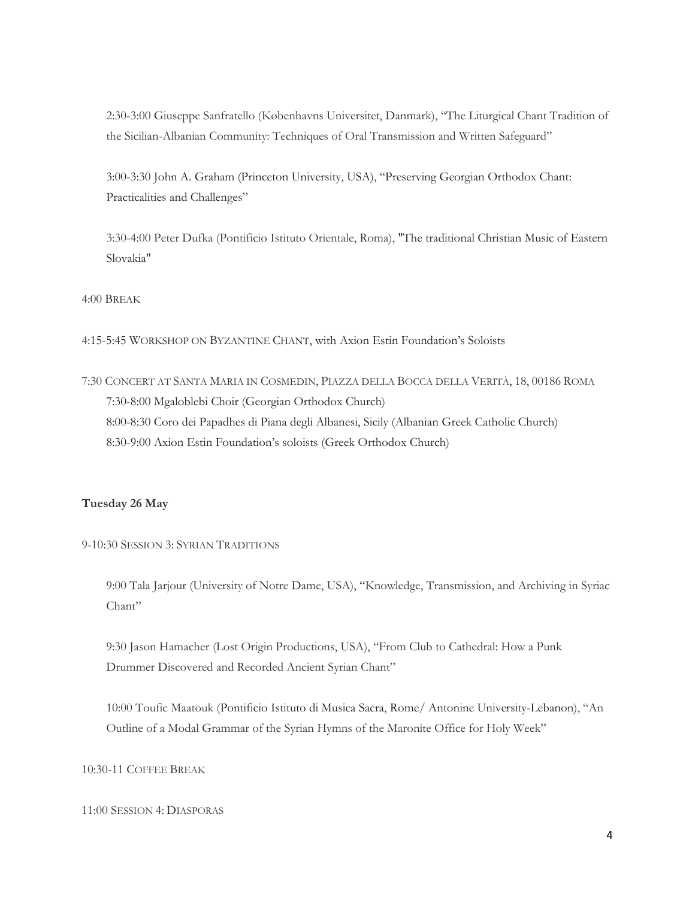2:30-3:00 Giuseppe Sanfratello (Københavns Universitet, Danmark), "The Liturgical Chant Tradition of the Sicilian-Albanian Community: Techniques of Oral Transmission and Written Safeguard"

3:00-3:30 John A. Graham (Princeton University, USA), "Preserving Georgian Orthodox Chant: Practicalities and Challenges"

3:30-4:00 Peter Dufka (Pontificio Istituto Orientale, Roma), "The traditional Christian Music of Eastern Slovakia"

4:00 BREAK

4:15-5:45 WORKSHOP ON BYZANTINE CHANT, with Axion Estin Foundation's Soloists

7:30 CONCERT AT SANTA MARIA IN COSMEDIN, PIAZZA DELLA BOCCA DELLA VERITÀ, 18, 00186 ROMA
- 7:30-8:00 Mgaloblebi Choir (Georgian Orthodox Church)
- 8:00-8:30 Coro dei Papadhes di Piana degli Albanesi, Sicily (Albanian Greek Catholic Church)
- 8:30-9:00 Axion Estin Foundation's soloists (Greek Orthodox Church)

**Tuesday 26 May**

9-10:30 SESSION 3: SYRIAN TRADITIONS

9:00 Tala Jarjour (University of Notre Dame, USA), "Knowledge, Transmission, and Archiving in Syriac Chant"

9:30 Jason Hamacher (Lost Origin Productions, USA), "From Club to Cathedral: How a Punk Drummer Discovered and Recorded Ancient Syrian Chant"

10:00 Toufic Maatouk (Pontificio Istituto di Musica Sacra, Rome/ Antonine University-Lebanon), "An Outline of a Modal Grammar of the Syrian Hymns of the Maronite Office for Holy Week"

10:30-11 COFFEE BREAK

11:00 SESSION 4: DIASPORAS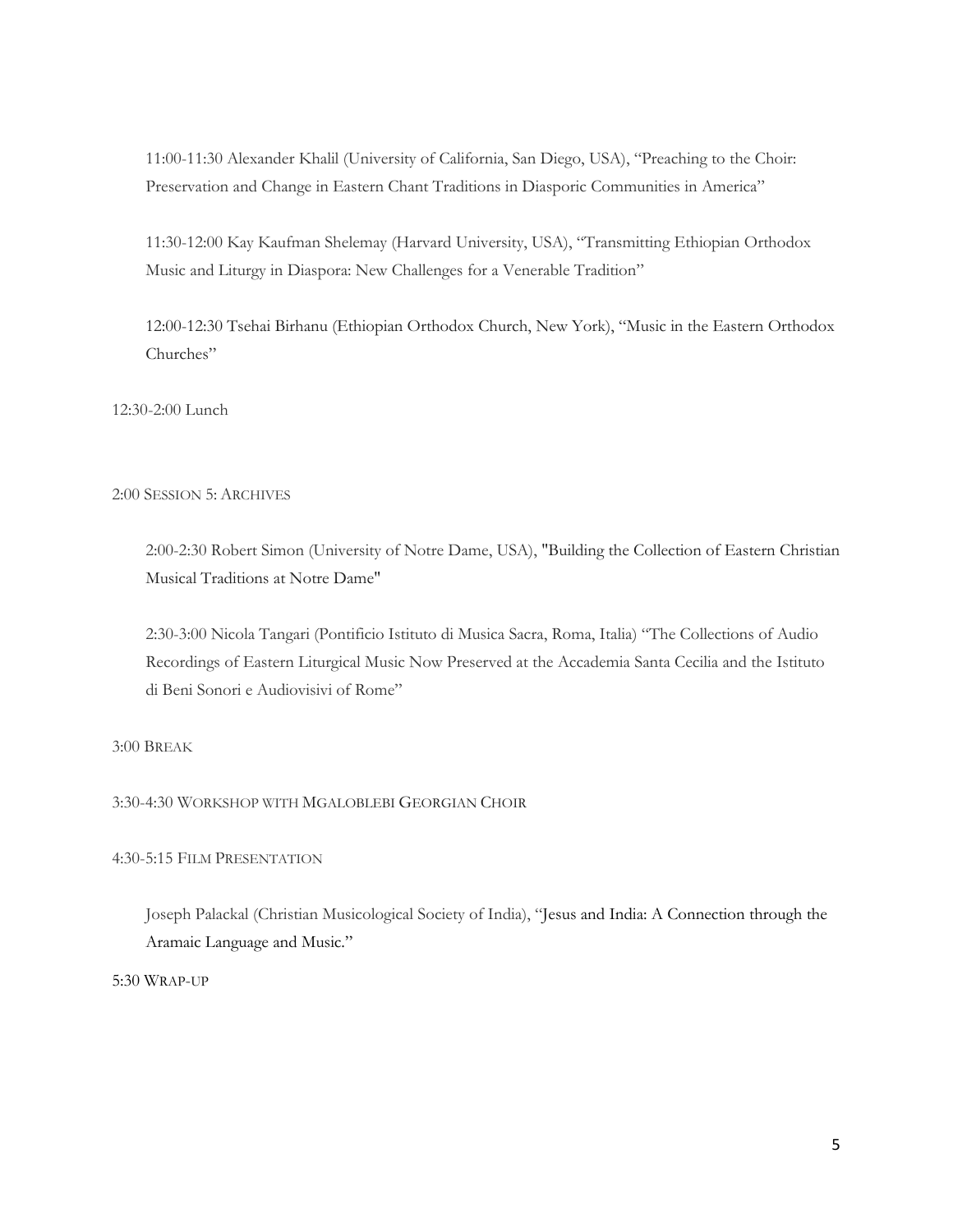11:00-11:30 Alexander Khalil (University of California, San Diego, USA), "Preaching to the Choir: Preservation and Change in Eastern Chant Traditions in Diasporic Communities in America"

11:30-12:00 Kay Kaufman Shelemay (Harvard University, USA), "Transmitting Ethiopian Orthodox Music and Liturgy in Diaspora: New Challenges for a Venerable Tradition"

12:00-12:30 Tsehai Birhanu (Ethiopian Orthodox Church, New York), "Music in the Eastern Orthodox Churches"

12:30-2:00 Lunch

2:00 SESSION 5: ARCHIVES

2:00-2:30 Robert Simon (University of Notre Dame, USA), "Building the Collection of Eastern Christian Musical Traditions at Notre Dame"

2:30-3:00 Nicola Tangari (Pontificio Istituto di Musica Sacra, Roma, Italia) "The Collections of Audio Recordings of Eastern Liturgical Music Now Preserved at the Accademia Santa Cecilia and the Istituto di Beni Sonori e Audiovisivi of Rome"

3:00 BREAK

3:30-4:30 WORKSHOP WITH MGALOBLEBI GEORGIAN CHOIR

4:30-5:15 FILM PRESENTATION

Joseph Palackal (Christian Musicological Society of India), "Jesus and India: A Connection through the Aramaic Language and Music."

5:30 WRAP-UP